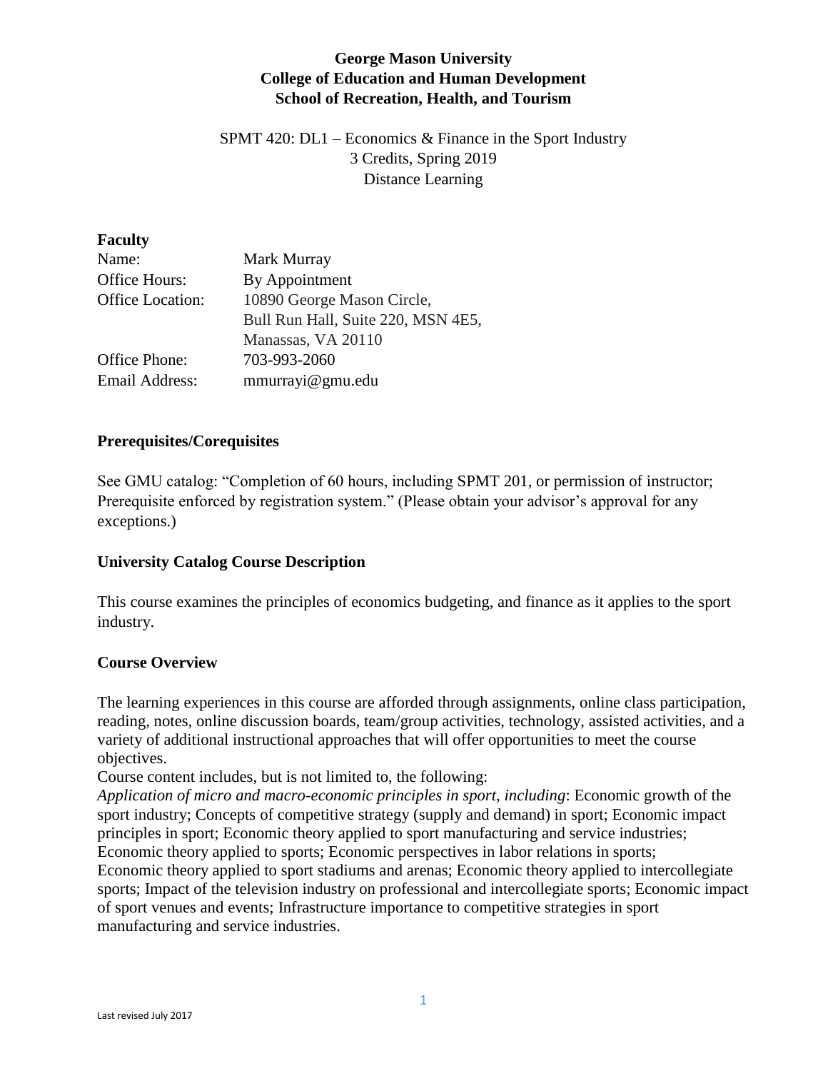**George Mason University**
**College of Education and Human Development**
**School of Recreation, Health, and Tourism**

SPMT 420: DL1 – Economics & Finance in the Sport Industry
3 Credits, Spring 2019
Distance Learning

**Faculty**

| | |
|---|---|
| Name: | Mark Murray |
| Office Hours: | By Appointment |
| Office Location: | 10890 George Mason Circle, Bull Run Hall, Suite 220, MSN 4E5, Manassas, VA 20110 |
| Office Phone: | 703-993-2060 |
| Email Address: | mmurrayi@gmu.edu |

**Prerequisites/Corequisites**

See GMU catalog: "Completion of 60 hours, including SPMT 201, or permission of instructor; Prerequisite enforced by registration system." (Please obtain your advisor's approval for any exceptions.)

**University Catalog Course Description**

This course examines the principles of economics budgeting, and finance as it applies to the sport industry.

**Course Overview**

The learning experiences in this course are afforded through assignments, online class participation, reading, notes, online discussion boards, team/group activities, technology, assisted activities, and a variety of additional instructional approaches that will offer opportunities to meet the course objectives.
Course content includes, but is not limited to, the following:
*Application of micro and macro-economic principles in sport, including*: Economic growth of the sport industry; Concepts of competitive strategy (supply and demand) in sport; Economic impact principles in sport; Economic theory applied to sport manufacturing and service industries; Economic theory applied to sports; Economic perspectives in labor relations in sports; Economic theory applied to sport stadiums and arenas; Economic theory applied to intercollegiate sports; Impact of the television industry on professional and intercollegiate sports; Economic impact of sport venues and events; Infrastructure importance to competitive strategies in sport manufacturing and service industries.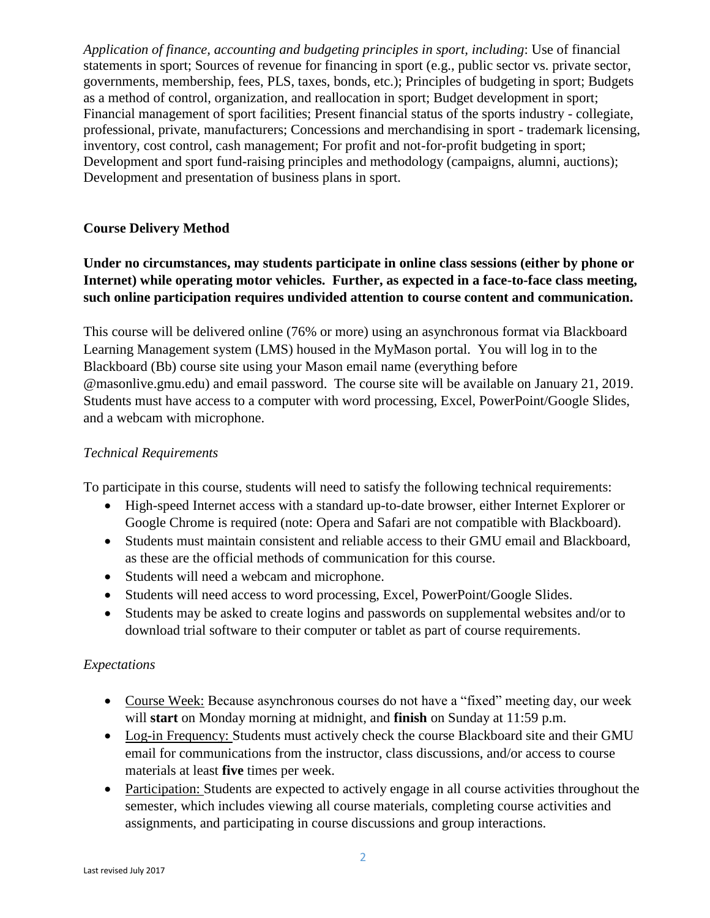*Application of finance, accounting and budgeting principles in sport, including*: Use of financial statements in sport; Sources of revenue for financing in sport (e.g., public sector vs. private sector, governments, membership, fees, PLS, taxes, bonds, etc.); Principles of budgeting in sport; Budgets as a method of control, organization, and reallocation in sport; Budget development in sport; Financial management of sport facilities; Present financial status of the sports industry - collegiate, professional, private, manufacturers; Concessions and merchandising in sport - trademark licensing, inventory, cost control, cash management; For profit and not-for-profit budgeting in sport; Development and sport fund-raising principles and methodology (campaigns, alumni, auctions); Development and presentation of business plans in sport.

## Course Delivery Method

**Under no circumstances, may students participate in online class sessions (either by phone or Internet) while operating motor vehicles. Further, as expected in a face-to-face class meeting, such online participation requires undivided attention to course content and communication.**

This course will be delivered online (76% or more) using an asynchronous format via Blackboard Learning Management system (LMS) housed in the MyMason portal. You will log in to the Blackboard (Bb) course site using your Mason email name (everything before @masonlive.gmu.edu) and email password. The course site will be available on January 21, 2019. Students must have access to a computer with word processing, Excel, PowerPoint/Google Slides, and a webcam with microphone.

### *Technical Requirements*

To participate in this course, students will need to satisfy the following technical requirements:

- High-speed Internet access with a standard up-to-date browser, either Internet Explorer or Google Chrome is required (note: Opera and Safari are not compatible with Blackboard).
- Students must maintain consistent and reliable access to their GMU email and Blackboard, as these are the official methods of communication for this course.
- Students will need a webcam and microphone.
- Students will need access to word processing, Excel, PowerPoint/Google Slides.
- Students may be asked to create logins and passwords on supplemental websites and/or to download trial software to their computer or tablet as part of course requirements.

### *Expectations*

- Course Week: Because asynchronous courses do not have a "fixed" meeting day, our week will **start** on Monday morning at midnight, and **finish** on Sunday at 11:59 p.m.
- Log-in Frequency: Students must actively check the course Blackboard site and their GMU email for communications from the instructor, class discussions, and/or access to course materials at least **five** times per week.
- Participation: Students are expected to actively engage in all course activities throughout the semester, which includes viewing all course materials, completing course activities and assignments, and participating in course discussions and group interactions.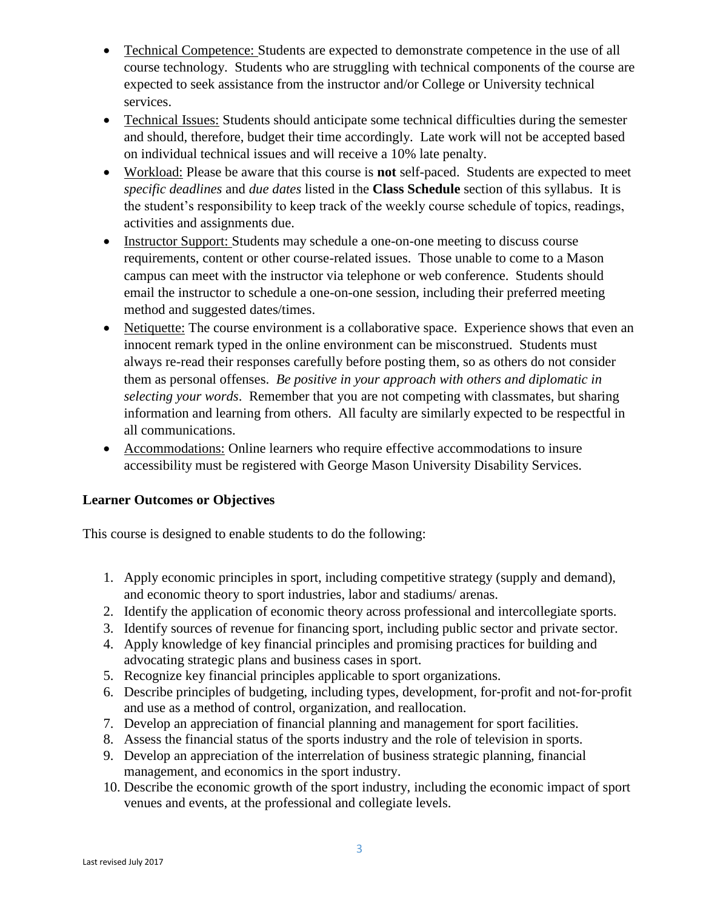- Technical Competence: Students are expected to demonstrate competence in the use of all course technology. Students who are struggling with technical components of the course are expected to seek assistance from the instructor and/or College or University technical services.
- Technical Issues: Students should anticipate some technical difficulties during the semester and should, therefore, budget their time accordingly. Late work will not be accepted based on individual technical issues and will receive a 10% late penalty.
- Workload: Please be aware that this course is **not** self-paced. Students are expected to meet *specific deadlines* and *due dates* listed in the **Class Schedule** section of this syllabus. It is the student's responsibility to keep track of the weekly course schedule of topics, readings, activities and assignments due.
- Instructor Support: Students may schedule a one-on-one meeting to discuss course requirements, content or other course-related issues. Those unable to come to a Mason campus can meet with the instructor via telephone or web conference. Students should email the instructor to schedule a one-on-one session, including their preferred meeting method and suggested dates/times.
- Netiquette: The course environment is a collaborative space. Experience shows that even an innocent remark typed in the online environment can be misconstrued. Students must always re-read their responses carefully before posting them, so as others do not consider them as personal offenses. *Be positive in your approach with others and diplomatic in selecting your words*. Remember that you are not competing with classmates, but sharing information and learning from others. All faculty are similarly expected to be respectful in all communications.
- Accommodations: Online learners who require effective accommodations to insure accessibility must be registered with George Mason University Disability Services.

**Learner Outcomes or Objectives**

This course is designed to enable students to do the following:

1. Apply economic principles in sport, including competitive strategy (supply and demand), and economic theory to sport industries, labor and stadiums/ arenas.
2. Identify the application of economic theory across professional and intercollegiate sports.
3. Identify sources of revenue for financing sport, including public sector and private sector.
4. Apply knowledge of key financial principles and promising practices for building and advocating strategic plans and business cases in sport.
5. Recognize key financial principles applicable to sport organizations.
6. Describe principles of budgeting, including types, development, for-profit and not-for-profit and use as a method of control, organization, and reallocation.
7. Develop an appreciation of financial planning and management for sport facilities.
8. Assess the financial status of the sports industry and the role of television in sports.
9. Develop an appreciation of the interrelation of business strategic planning, financial management, and economics in the sport industry.
10. Describe the economic growth of the sport industry, including the economic impact of sport venues and events, at the professional and collegiate levels.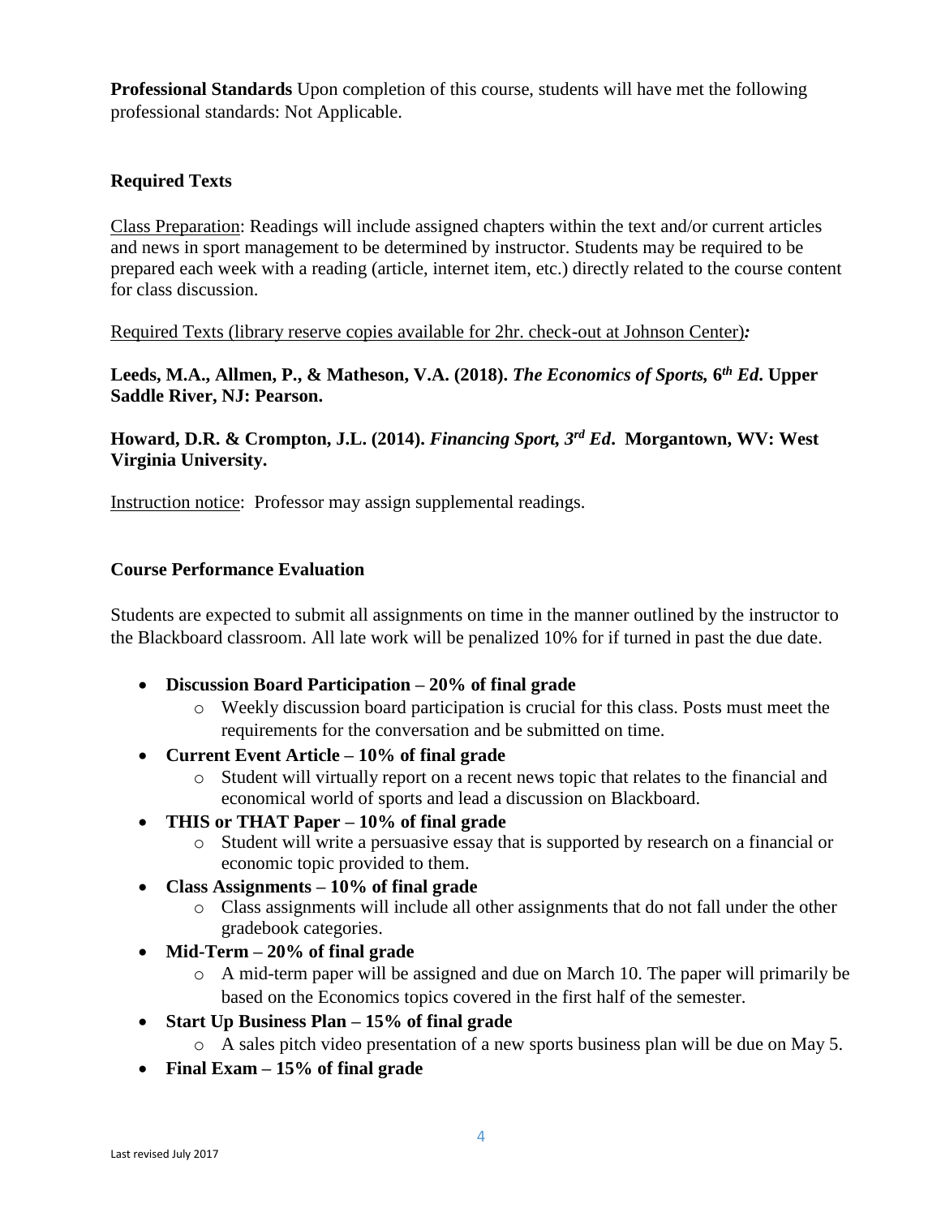**Professional Standards** Upon completion of this course, students will have met the following professional standards: Not Applicable.

**Required Texts**

Class Preparation: Readings will include assigned chapters within the text and/or current articles and news in sport management to be determined by instructor. Students may be required to be prepared each week with a reading (article, internet item, etc.) directly related to the course content for class discussion.

Required Texts (library reserve copies available for 2hr. check-out at Johnson Center)***:***

**Leeds, M.A., Allmen, P., & Matheson, V.A. (2018). *The Economics of Sports,* 6*th Ed*. Upper Saddle River, NJ: Pearson.**

**Howard, D.R. & Crompton, J.L. (2014). *Financing Sport, 3rd Ed*. Morgantown, WV: West Virginia University.**

Instruction notice: Professor may assign supplemental readings.

**Course Performance Evaluation**

Students are expected to submit all assignments on time in the manner outlined by the instructor to the Blackboard classroom. All late work will be penalized 10% for if turned in past the due date.

- **Discussion Board Participation – 20% of final grade**
  - Weekly discussion board participation is crucial for this class. Posts must meet the requirements for the conversation and be submitted on time.
- **Current Event Article – 10% of final grade**
  - Student will virtually report on a recent news topic that relates to the financial and economical world of sports and lead a discussion on Blackboard.
- **THIS or THAT Paper – 10% of final grade**
  - Student will write a persuasive essay that is supported by research on a financial or economic topic provided to them.
- **Class Assignments – 10% of final grade**
  - Class assignments will include all other assignments that do not fall under the other gradebook categories.
- **Mid-Term – 20% of final grade**
  - A mid-term paper will be assigned and due on March 10. The paper will primarily be based on the Economics topics covered in the first half of the semester.
- **Start Up Business Plan – 15% of final grade**
  - A sales pitch video presentation of a new sports business plan will be due on May 5.
- **Final Exam – 15% of final grade**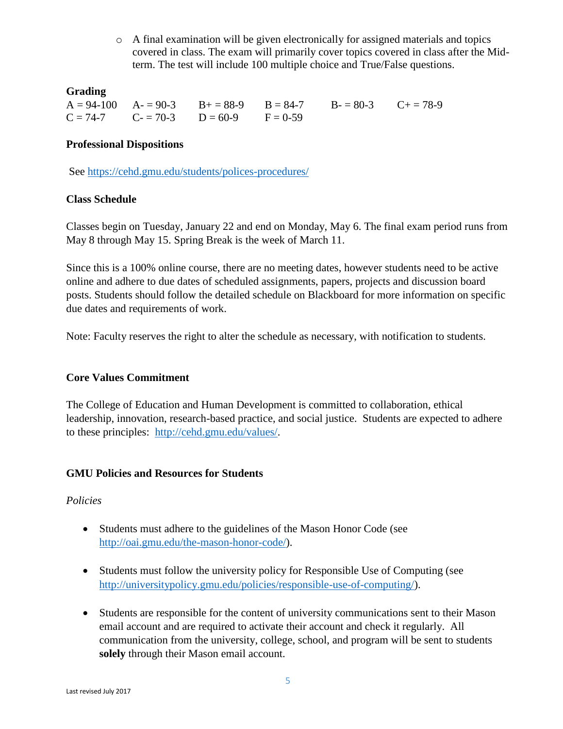- A final examination will be given electronically for assigned materials and topics covered in class. The exam will primarily cover topics covered in class after the Mid-term. The test will include 100 multiple choice and True/False questions.

**Grading**

| A = 94-100 | A- = 90-3 | B+ = 88-9 | B = 84-7 | B- = 80-3 | C+ = 78-9 |
|---|---|---|---|---|---|
| C = 74-7 | C- = 70-3 | D = 60-9 | F = 0-59 | | |

**Professional Dispositions**

See https://cehd.gmu.edu/students/polices-procedures/

**Class Schedule**

Classes begin on Tuesday, January 22 and end on Monday, May 6. The final exam period runs from May 8 through May 15. Spring Break is the week of March 11.

Since this is a 100% online course, there are no meeting dates, however students need to be active online and adhere to due dates of scheduled assignments, papers, projects and discussion board posts. Students should follow the detailed schedule on Blackboard for more information on specific due dates and requirements of work.

Note: Faculty reserves the right to alter the schedule as necessary, with notification to students.

**Core Values Commitment**

The College of Education and Human Development is committed to collaboration, ethical leadership, innovation, research-based practice, and social justice. Students are expected to adhere to these principles: http://cehd.gmu.edu/values/.

**GMU Policies and Resources for Students**

*Policies*

- Students must adhere to the guidelines of the Mason Honor Code (see http://oai.gmu.edu/the-mason-honor-code/).

- Students must follow the university policy for Responsible Use of Computing (see http://universitypolicy.gmu.edu/policies/responsible-use-of-computing/).

- Students are responsible for the content of university communications sent to their Mason email account and are required to activate their account and check it regularly. All communication from the university, college, school, and program will be sent to students **solely** through their Mason email account.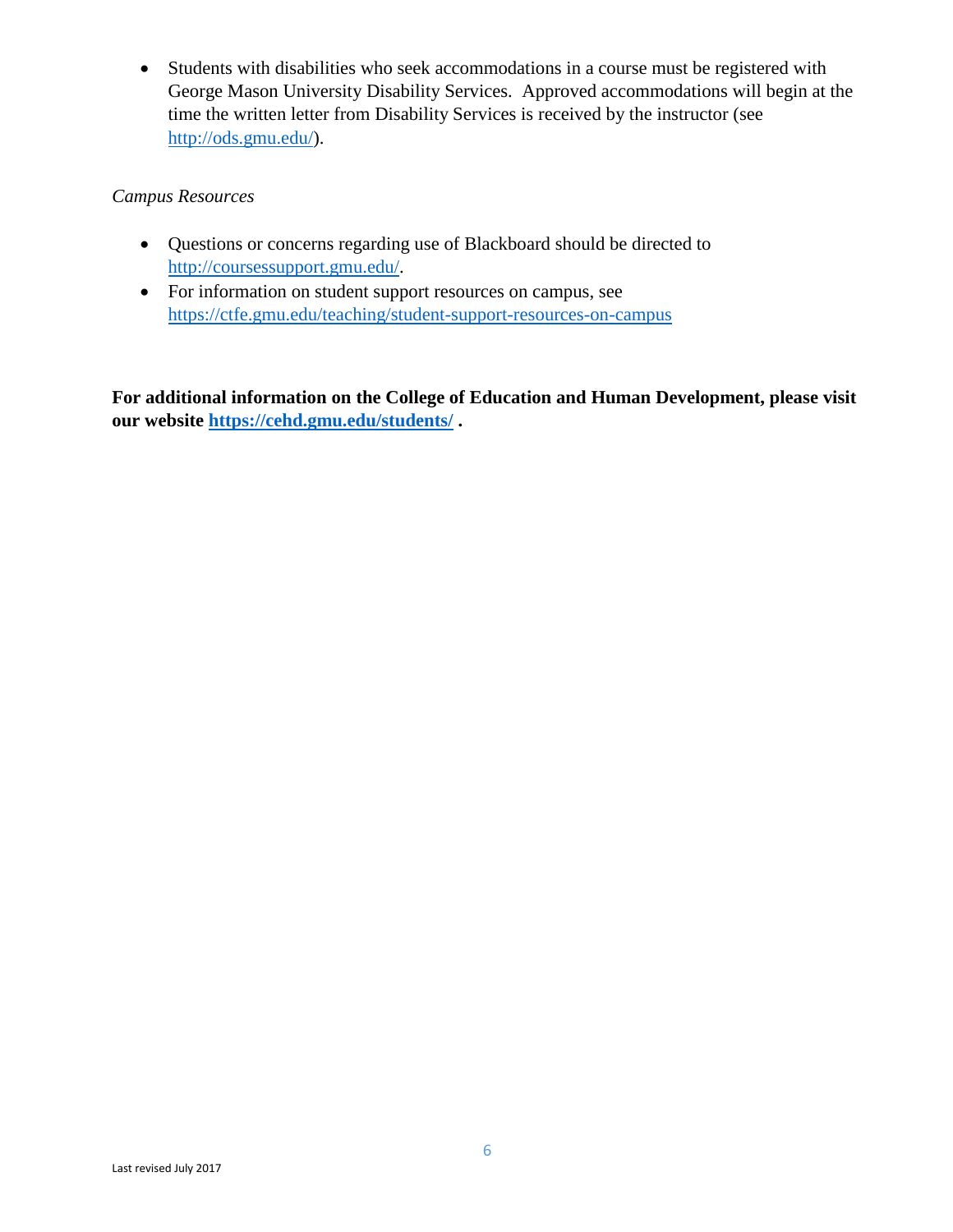- Students with disabilities who seek accommodations in a course must be registered with George Mason University Disability Services. Approved accommodations will begin at the time the written letter from Disability Services is received by the instructor (see http://ods.gmu.edu/).

*Campus Resources*

- Questions or concerns regarding use of Blackboard should be directed to http://coursessupport.gmu.edu/.
- For information on student support resources on campus, see https://ctfe.gmu.edu/teaching/student-support-resources-on-campus

**For additional information on the College of Education and Human Development, please visit our website https://cehd.gmu.edu/students/ .**

Last revised July 2017